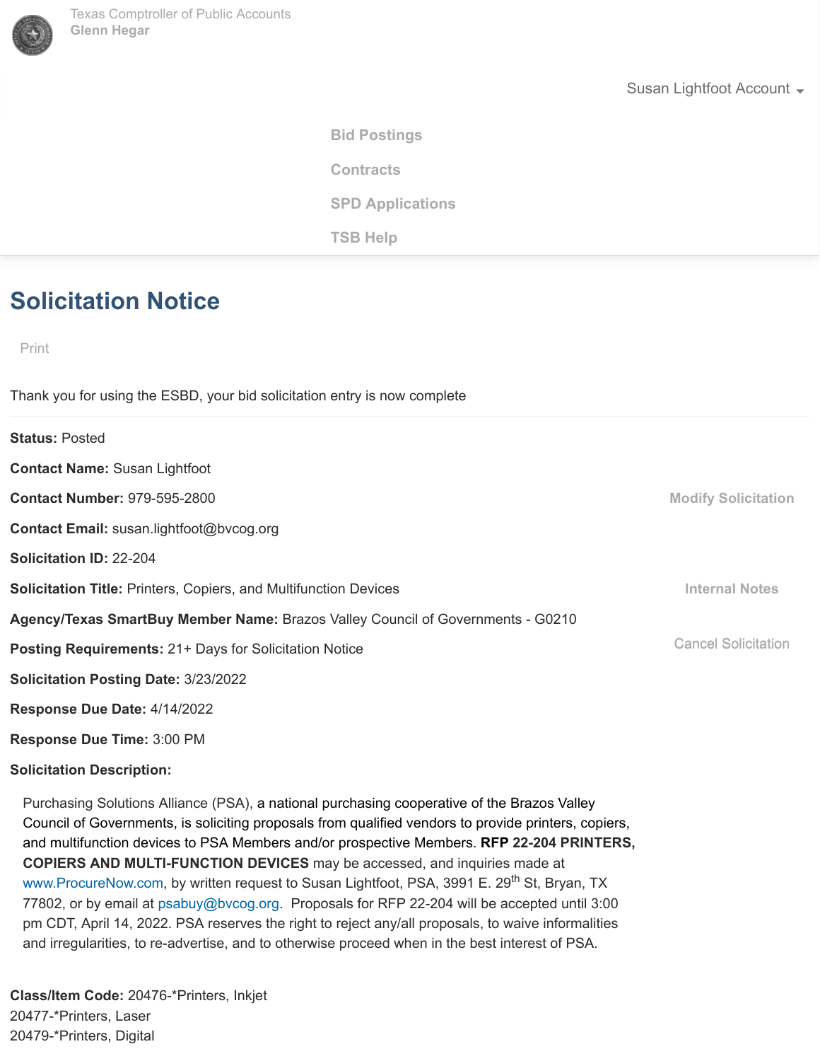Texas Comptroller of Public Accounts
Glenn Hegar

Susan Lightfoot Account

Bid Postings

Contracts

SPD Applications

TSB Help

# Solicitation Notice

Print

Thank you for using the ESBD, your bid solicitation entry is now complete

**Status:** Posted

**Contact Name:** Susan Lightfoot

**Contact Number:** 979-595-2800

**Contact Email:** susan.lightfoot@bvcog.org

**Solicitation ID:** 22-204

**Solicitation Title:** Printers, Copiers, and Multifunction Devices

**Agency/Texas SmartBuy Member Name:** Brazos Valley Council of Governments - G0210

**Posting Requirements:** 21+ Days for Solicitation Notice

**Solicitation Posting Date:** 3/23/2022

**Response Due Date:** 4/14/2022

**Response Due Time:** 3:00 PM

Modify Solicitation

Internal Notes

Cancel Solicitation

**Solicitation Description:**

Purchasing Solutions Alliance (PSA), a national purchasing cooperative of the Brazos Valley Council of Governments, is soliciting proposals from qualified vendors to provide printers, copiers, and multifunction devices to PSA Members and/or prospective Members. **RFP 22-204 PRINTERS, COPIERS AND MULTI-FUNCTION DEVICES** may be accessed, and inquiries made at www.ProcureNow.com, by written request to Susan Lightfoot, PSA, 3991 E. 29th St, Bryan, TX 77802, or by email at psabuy@bvcog.org. Proposals for RFP 22-204 will be accepted until 3:00 pm CDT, April 14, 2022. PSA reserves the right to reject any/all proposals, to waive informalities and irregularities, to re-advertise, and to otherwise proceed when in the best interest of PSA.

**Class/Item Code:** 20476-*Printers, Inkjet
20477-*Printers, Laser
20479-*Printers, Digital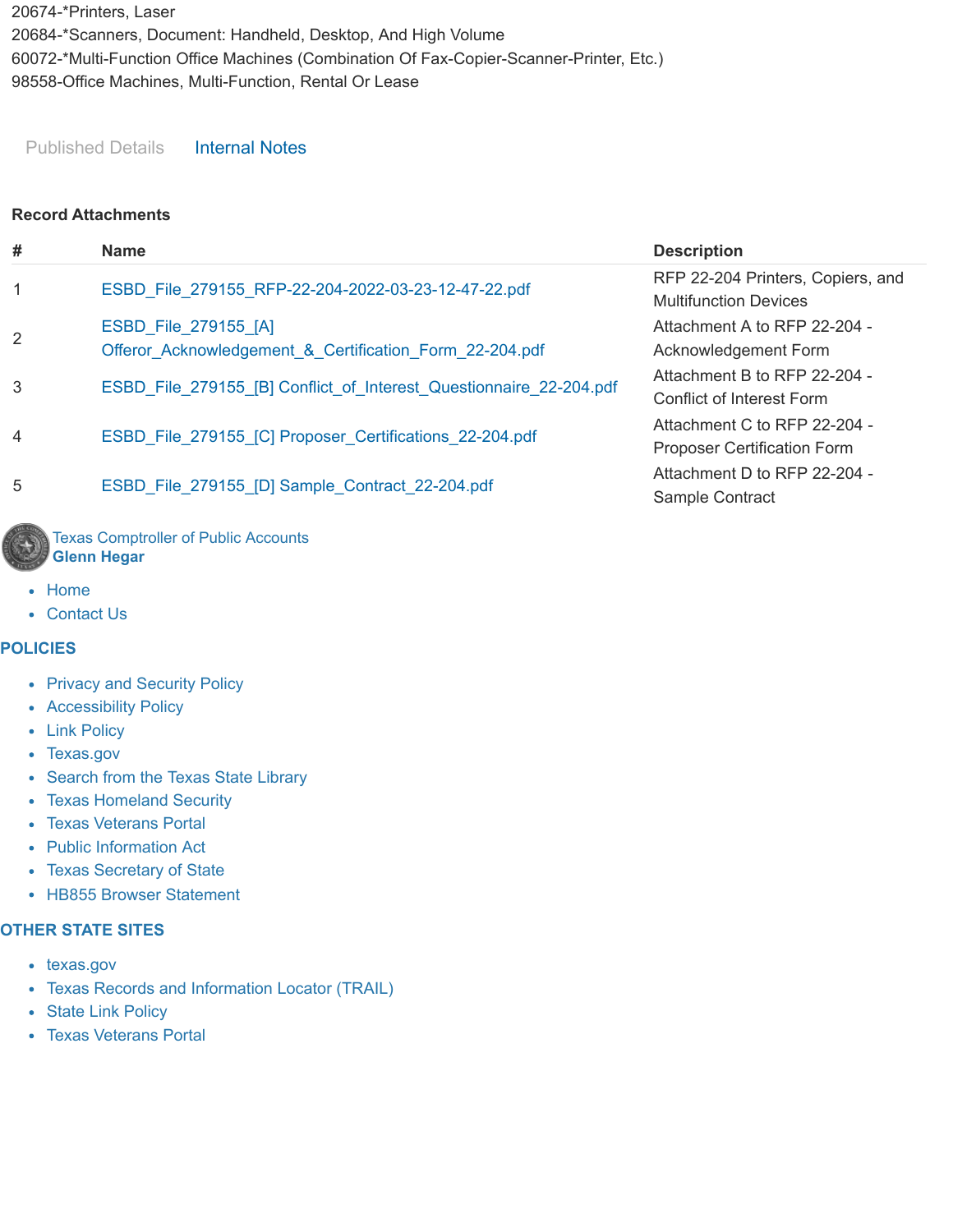20674-*Printers, Laser
20684-*Scanners, Document: Handheld, Desktop, And High Volume
60072-*Multi-Function Office Machines (Combination Of Fax-Copier-Scanner-Printer, Etc.)
98558-Office Machines, Multi-Function, Rental Or Lease

Published Details    Internal Notes

**Record Attachments**

| # | Name | Description |
|---|---|---|
| 1 | ESBD_File_279155_RFP-22-204-2022-03-23-12-47-22.pdf | RFP 22-204 Printers, Copiers, and Multifunction Devices |
| 2 | ESBD_File_279155_[A] Offeror_Acknowledgement_&_Certification_Form_22-204.pdf | Attachment A to RFP 22-204 - Acknowledgement Form |
| 3 | ESBD_File_279155_[B] Conflict_of_Interest_Questionnaire_22-204.pdf | Attachment B to RFP 22-204 - Conflict of Interest Form |
| 4 | ESBD_File_279155_[C] Proposer_Certifications_22-204.pdf | Attachment C to RFP 22-204 - Proposer Certification Form |
| 5 | ESBD_File_279155_[D] Sample_Contract_22-204.pdf | Attachment D to RFP 22-204 - Sample Contract |

Texas Comptroller of Public Accounts
**Glenn Hegar**

- Home
- Contact Us

## POLICIES

- Privacy and Security Policy
- Accessibility Policy
- Link Policy
- Texas.gov
- Search from the Texas State Library
- Texas Homeland Security
- Texas Veterans Portal
- Public Information Act
- Texas Secretary of State
- HB855 Browser Statement

## OTHER STATE SITES

- texas.gov
- Texas Records and Information Locator (TRAIL)
- State Link Policy
- Texas Veterans Portal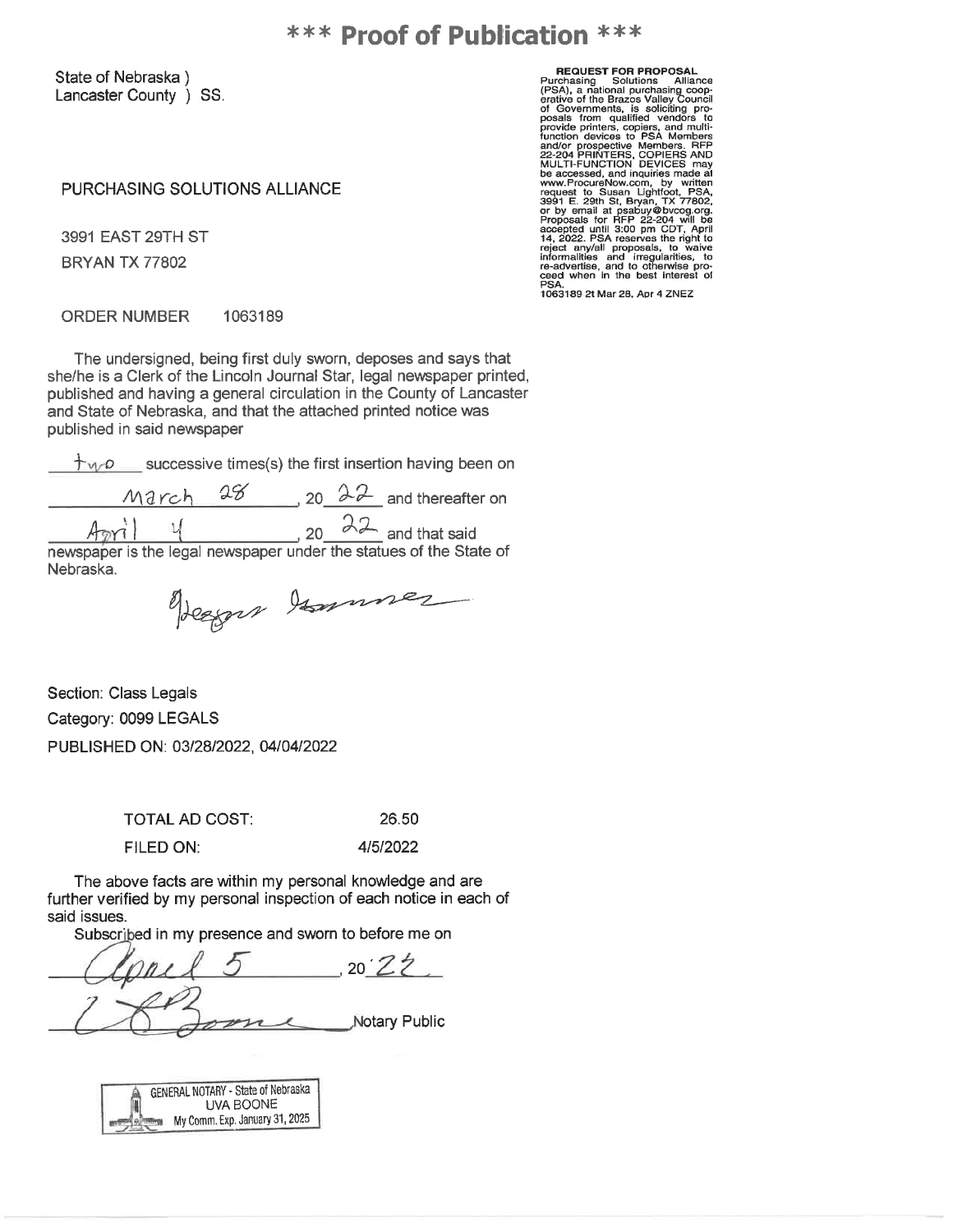# *** Proof of Publication ***

State of Nebraska )
Lancaster County ) SS.

PURCHASING SOLUTIONS ALLIANCE

3991 EAST 29TH ST
BRYAN TX 77802

ORDER NUMBER 1063189

The undersigned, being first duly sworn, deposes and says that she/he is a Clerk of the Lincoln Journal Star, legal newspaper printed, published and having a general circulation in the County of Lancaster and State of Nebraska, and that the attached printed notice was published in said newspaper

two successive times(s) the first insertion having been on

March 28, 20 22 and thereafter on

April 4, 20 22 and that said

newspaper is the legal newspaper under the statues of the State of Nebraska.

Section: Class Legals
Category: 0099 LEGALS
PUBLISHED ON: 03/28/2022, 04/04/2022

TOTAL AD COST: 26.50
FILED ON: 4/5/2022

The above facts are within my personal knowledge and are further verified by my personal inspection of each notice in each of said issues.

Subscribed in my presence and sworn to before me on

April 5, 20 22

Notary Public

GENERAL NOTARY - State of Nebraska
UVA BOONE
My Comm. Exp. January 31, 2025

**REQUEST FOR PROPOSAL**
Purchasing Solutions Alliance (PSA), a national purchasing cooperative of the Brazos Valley Council of Governments, is soliciting proposals from qualified vendors to provide printers, copiers, and multi-function devices to PSA Members and/or prospective Members. RFP 22-204 PRINTERS, COPIERS AND MULTI-FUNCTION DEVICES may be accessed, and inquiries made at www.ProcureNow.com, by written request to Susan Lightfoot, PSA, 3991 E. 29th St, Bryan, TX 77802, or by email at psabuy@bvcog.org. Proposals for RFP 22-204 will be accepted until 3:00 pm CDT, April 14, 2022. PSA reserves the right to reject any/all proposals, to waive informalities and irregularities, to re-advertise, and to otherwise proceed when in the best interest of PSA.
1063189 2t Mar 28, Apr 4 ZNEZ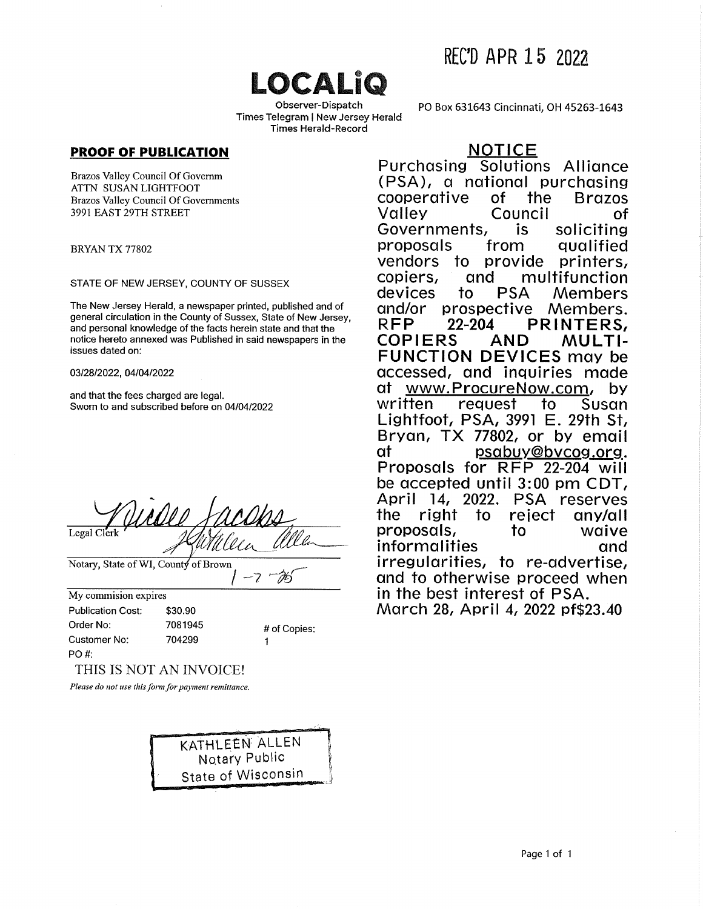REC'D APR 15 2022

# LOCALiQ

Observer-Dispatch
Times Telegram | New Jersey Herald
Times Herald-Record

PO Box 631643 Cincinnati, OH 45263-1643

## PROOF OF PUBLICATION

Brazos Valley Council Of Governm
ATTN SUSAN LIGHTFOOT
Brazos Valley Council Of Governments
3991 EAST 29TH STREET

BRYAN TX 77802

STATE OF NEW JERSEY, COUNTY OF SUSSEX

The New Jersey Herald, a newspaper printed, published and of general circulation in the County of Sussex, State of New Jersey, and personal knowledge of the facts herein state and that the notice hereto annexed was Published in said newspapers in the issues dated on:

03/28/2022, 04/04/2022

and that the fees charged are legal.
Sworn to and subscribed before on 04/04/2022

Legal Clerk

Notary, State of WI, County of Brown

1-7-25

My commision expires

| Publication Cost: | $30.90 | |
|---|---|---|
| Order No: | 7081945 | # of Copies: |
| Customer No: | 704299 | 1 |
| PO #: | | |

THIS IS NOT AN INVOICE!

*Please do not use this form for payment remittance.*

KATHLEEN ALLEN
Notary Public
State of Wisconsin

## NOTICE

Purchasing Solutions Alliance (PSA), a national purchasing cooperative of the Brazos Valley Council of Governments, is soliciting proposals from qualified vendors to provide printers, copiers, and multifunction devices to PSA Members and/or prospective Members. **RFP 22-204 PRINTERS, COPIERS AND MULTI-FUNCTION DEVICES** may be accessed, and inquiries made at www.ProcureNow.com, by written request to Susan Lightfoot, PSA, 3991 E. 29th St, Bryan, TX 77802, or by email at psabuy@bvcog.org. Proposals for RFP 22-204 will be accepted until 3:00 pm CDT, April 14, 2022. PSA reserves the right to reject any/all proposals, to waive informalities and irregularities, to re-advertise, and to otherwise proceed when in the best interest of PSA.
March 28, April 4, 2022 pf$23.40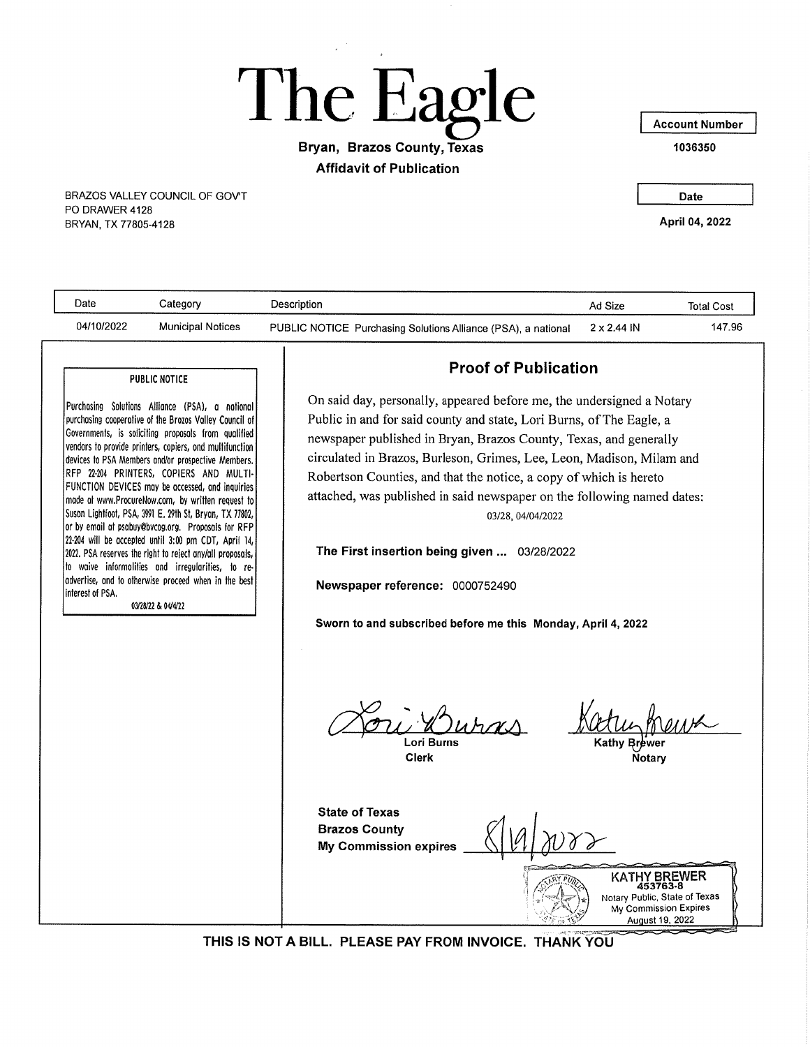# The Eagle

**Bryan, Brazos County, Texas**

**Affidavit of Publication**

| Account Number |
| --- |
| 1036350 |

BRAZOS VALLEY COUNCIL OF GOV'T
PO DRAWER 4128
BRYAN, TX 77805-4128

| Date |
| --- |
| April 04, 2022 |

| Date | Category | Description | Ad Size | Total Cost |
| --- | --- | --- | --- | --- |
| 04/10/2022 | Municipal Notices | PUBLIC NOTICE Purchasing Solutions Alliance (PSA), a national | 2 x 2.44 IN | 147.96 |

**PUBLIC NOTICE**

Purchasing Solutions Alliance (PSA), a national purchasing cooperative of the Brazos Valley Council of Governments, is soliciting proposals from qualified vendors to provide printers, copiers, and multifunction devices to PSA Members and/or prospective Members. RFP 22-204 PRINTERS, COPIERS AND MULTI-FUNCTION DEVICES may be accessed, and inquiries made at www.ProcureNow.com, by written request to Susan Lightfoot, PSA, 3991 E. 29th St, Bryan, TX 77802, or by email at psabuy@bvcog.org. Proposals for RFP 22-204 will be accepted until 3:00 pm CDT, April 14, 2022. PSA reserves the right to reject any/all proposals, to waive informalities and irregularities, to re-advertise, and to otherwise proceed when in the best interest of PSA.

03/28/22 & 04/4/22

## Proof of Publication

On said day, personally, appeared before me, the undersigned a Notary Public in and for said county and state, Lori Burns, of The Eagle, a newspaper published in Bryan, Brazos County, Texas, and generally circulated in Brazos, Burleson, Grimes, Lee, Leon, Madison, Milam and Robertson Counties, and that the notice, a copy of which is hereto attached, was published in said newspaper on the following named dates:

03/28, 04/04/2022

**The First insertion being given ...** 03/28/2022

**Newspaper reference:** 0000752490

**Sworn to and subscribed before me this Monday, April 4, 2022**

Lori Burns
Clerk

Kathy Brewer
Notary

**State of Texas**
**Brazos County**
**My Commission expires** 8/19/2022

KATHY BREWER
453763-8
Notary Public, State of Texas
My Commission Expires
August 19, 2022

**THIS IS NOT A BILL. PLEASE PAY FROM INVOICE. THANK YOU**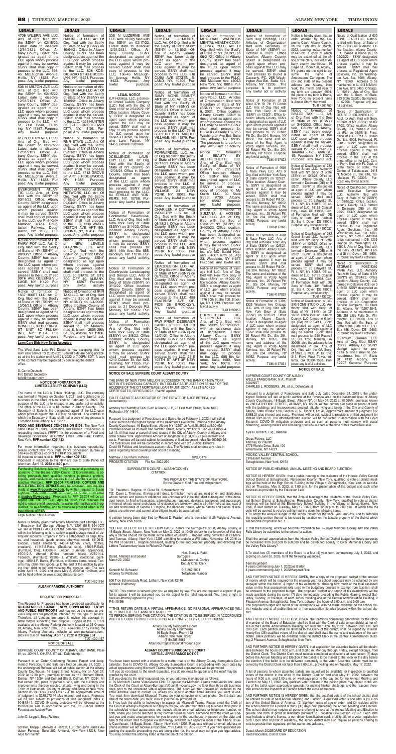## LEGALS

4706 WILERN AVE LLC. Arts. of Org. filed with the SSNY on 02/15/22. Latest date to dissolve: 12/31/2121. Office: Albany County. SSNY designated as agent of the LLC upon whom process against it may be served. SSNY shall mail copy of process to the LLC, 196-45 McLaughlin Avenue, Hollis, NY 11423. Purpose: Any lawful purpose

536 N MILTON AVE LLC. Arts. of Org. filed with the SSNY on 02/15/22. Latest date to dissolve: 12/31/2121. Office: Albany County. SSNY designated as agent of the LLC upon whom process against it may be served. SSNY shall mail copy of process to the LLC, 14-51 71st Road, Flushing, NY 11367. Purpose: Any lawful purpose

617 N POTOMAC ST LLC. Arts. of Org. filed with the SSNY on 02/17/22. Latest date to dissolve: 12/31/2121. Office: Albany County. SSNY designated as agent of the LLC upon whom process against it may be served. SSNY shall mail copy of process to the LLC, 196-45 McLaughlin Avenue, Hollis, NY 11423. Purpose: Any lawful purpose

EVERGREEN ATLANTIC LLC. Arts. of Org. filed with the SSNY on 03/16/22. Office: Albany County. SSNY designated as agent of the LLC upon whom process against it may be served. SSNY shall mail copy of process to the LLC, c/o Phil Kelly, Member, 43-14 Douglaston Parkway, Douglaston, NY 11363. Purpose: Any lawful purpose

Notice of formation of THE FAIRY POT LLC. Art. Of Org. filed with the Sec'y of State of NY (SSNY) on 08/03/21. Office in Albany County. SSNY has been designated as agent of the LLC upon whom process against it may be served. SSNY shall mail process to the LLC, 21620 99TH AVE QUEENS VIL-LAGE, NY, 11429. Purpose: any lawful purpose

Notice of formation of 1637 166ST LLC. Art. Of Org. filed with the Sec'y of State of NY (SSNY) on 12/06/21. Office in Albany County. SSNY has been designated as agent of the LLC upon whom process against it may be served. SSNY shall mail process to the LLC, 37-12 PRINCE ST UNIT 8C FLUSHING, NY, 11354. Purpose: any lawful purpose

**Lawn Care Bids Now Being Accepted**

The West Sand Lake Fire District is now accepting bids for lawn care service for 2022-2023. Sealed bids are being accepted at the fire station until April 21, 2022 at 7:00PM EDT. A copy of the contact may be requested by contacting the district office.

S. Carrie Deutsch
Fire District Secretary
bofc@wslfire.com

**NOTICE OF FORMATION OF LIMITED LIABILITY COMPANY (LLC)**

The name of the LLC is Tobler Holdings, LLC. The company was formed in Virginia on October 1, 2021 and registered to do business in the State of New York on February 14, 2022. The purpose of the LLC is to engage in any lawful act or activity. The office of the LLC is to be located in Albany County. The Secretary of State is the designated agent of the LLC upon whom process against the LLC may be served. The address to which the Secretary of State shall mail a copy of any process is 7 Industrial Lane, Albany, NY 12211.

**FOOD AND BEVERAGE CONCESSION BIDS:** The New York State Office of Parks, Recreation and Historic Preservation is requesting proposals ("RFP") for the operation of a Food and Beverage Concession at Grafton Lakes State Park, Grafton, New York, **RFP number X001433.**

For more information regarding this business opportunity, please contact New York State Park's Concession Bureau at 518-486-2932 for a copy of the RFP documents.
All inquiries should refer to **RFP number X001433**.
Proposals in response to this RFP are due to State Parks not later than: **April 13, 2022 at 3:00 p.m.**

Purchasing Solutions Alliance (PSA), a national purchasing cooperative of the Brazos Valley Council of Governments, is soliciting proposals from qualified vendors to provide printers, copiers, and multifunction devices to PSA members. RFP number: **RFP 22-204 PRINTERS, COPIERS AND MULTI-FUNCTION DEVICES** may be accessed, and inquiries made at **www.PurcuseRFP.com** [sic], by written request to Susan Lightfoot, PSA, 3991 E. 29th St, Bryan, TX 77802, or by email at psabuy@bvcog.org. Proposals to RFP 22-204 will be accepted until 3:00 pm CDT, April 14, 2022. PSA reserves the right to reject any/all proposals, to waive informalities and irregularities, to re-advertise, and to otherwise proceed when in the best interest of PSA.

Legal Notice Public Auction

Notice is hereby given that Albany Menands Self Storage LLC, 1 Broadway Self Storage, Albany N.Y. 12204 (518) 694-0077 will sell at PUBLIC AUCTION the personal property contained within the following units to satisfy unpaid storage rental of delinquent accounts. Property in bins is categorized as bags, boxes, and household goods unless otherwise noted. #4109-D. Cooper, (Tote& sneakers). #455-R.Morton, (Tote, clothes, sneakers). #4145-S.Rose. (Sectional sofa). #3096-P.Salk, (Furniture, tote). #5C002-R. Looper, (Furniture, appliances). #5C012-A. Ahmed, (Office furniture, totes). #2B014-J. Tedeschi, (Furniture). #2305 J. Whitfield, (Sectional, paintings). #B014-F. Burns, (Furniture, children's items, totes). Tenants may claim their goods up to the end of the auction by paying their debt in full and vacating the storage unit. The sale starts April 18, 2022 and ends May 2, 2022 at 10:00am, and will be held online on www.storagetreasures.com

TU21 4201764

**ALBANY PARKING AUTHORITY**

**REQUEST FOR PROPOSALS**

This Request for Proposals has been developed specifically for **QUACKENBUSH GARAGE NEW CONVENIENCE ENTRY AND PUBLIC RESTROOMS** and may not be the same as previous requests for proposals intended for this type of service. Therefore, all Vendors are urged to review this package in detail before submitting their proposal. Copies of the RFP are available at the Albany Parking Authority located at 25 Orange St, Albany, New York 12207, (518) 434-8866 or by visiting the Albany Parking Authority website at www.parkalbany.com. Bids are due on **Tuesday, April 12, 2022 @ 2:00pm EST.**

TU21 4201467

**NOTICE OF SALE**

SUPREME COURT COUNTY OF ALBANY, M&T BANK, Plaintiff, vs. JOHN A. O'HARA, ET AL., Defendant(s).

Pursuant to an Order Confirming Referee Report and Judgment of Foreclosure and Sale duly filed on January 31, 2020, I, the undersigned Referee will sell at public auction at the Albany County Courthouse, 16 Eagle Street, Albany, NY on April 27, 2022 at 12:30 p.m., premises known as 115 Orchard Street, Delmar, NY 12054 and Orchard Street, Delmar, NY 12054. All that certain plot, piece or parcel of land, with the buildings and improvements thereon erected, situate, lying and being in the Town of Bethlehem, County of Albany and State of New York, Section 85.13, Block 1 and Lots 17 & 18. Approximate amount of judgment is $285,272.44 plus interest and costs. Premises will be sold subject to provisions of filed Judgment Index # 904818-17. COVID-19 safety protocols will be followed at the foreclosure sale in accordance with the 3rd Judicial District Foreclosure Auction Plan.

John D. Leggett, Esq., Referee

Schiller, Knapp, Lefkowitz & Hertzel, LLP, 200 John James Audubon Parkway, Suite 202, Amherst, New York 14228, Attorneys for Plaintiff

Notice of formation of HALIN LLL LLC. Art. Of Org. filed with the Sec'y of State of NY (SSNY) on 10/04/21. Office in Albany County. SSNY has been designated as agent of the LLC upon whom process against it may be served. SSNY shall mail process to the LLC, 528 KOSCIUSZKO ST #3 BROOKLYN, NY, 11221. Purpose: any lawful purpose

Notice of formation of ANOTHER HALF LLC. Art. Of Org. filed with the Sec'y of State of NY (SSNY) on 12/09/21. Office in Albany County. SSNY has been designated as agent of the LLC upon whom process against it may be served. SSNY shall mail process to the LLC, 4325 HUNTER ST #24E LONG ISLAND CITY, NY, 11101. Purpose: any lawful purpose

Notice of formation of RNR STAYS LLC. Art. Of Org. filed with the Sec'y of State of NY (SSNY) on 09/21/21. Office in Albany County. SSNY has been designated as agent of the LLC upon whom process against it may be served. SSNY shall mail process to the LLC, 1712 GROVE ST APT 3 RIDGEWOOD, NY, 11385. Purpose: Any lawful purpose

Notice of formation of SBS NETWORK, LLC. Art. Of Org. filed with the Sec'y of State of NY (SSNY) on 09/04/21. Office in Albany County. SSNY has been designated as agent of the LLC upon whom process against it may be served. SSNY shall mail process to the LLC, 1138 WASHINGTON AVE APT 5G, BRONX, NY, 10456. Purpose: Any lawful purpose

Notice of Formation of NEW LEVELS CLEANING LLC. Arts. of Org. filed with the SSNY on 03/11/22 Office: Albany County. SSNY designated as agt upon whom process against it may be served. SSNY shall mail process to the LLC, 90 STATE ST, STE 700, OFF 40, ALBANY, NY 12207 Purpose: any lawful

Notice of formation of IRIN TAXI LLC. Art. of Org. filed with the Sec of State of NY (SSNY) on 3/4/2022. Office location, County of Albany. SSNY has been designated as agent upon whom process may be served to:, c/o Mohammad Islam - 3605 29th St., CS, Astoria, NY 11106. Purpose: any lawful act

235 N LUZERNE AVE LLC. Arts. of Org. filed with the SSNY on 02/17/22. Latest date to dissolve: 12/31/2121. Office: Albany County. SSNY designated as agent of the LLC upon whom process against it may be served. SSNY shall mail copy of process to the LLC, 196-45 McLaughlin Avenue, Hollis, NY 11423. Purpose: Any lawful purpose

**LEGAL NOTICE**

KJF Holdings, LLC, a domestic Limited Liability Company (LLC) filed with the Sec of State of NY on 2/24/2022. NY Office location: Albany County. SSNY is designated as agent upon whom process against the LLC may be served. SSNY shall mail a copy of any process against the LLC served upon for Karlein J Fischer, 1A Brandywine Lane Fairport, NY 14450. General Purpose.

Notice of formation of XCELLENCE LAUNDRY LLC. Art. Of Org. filed with the Sec'y of State of NY (SSNY) on 12/06/21. Office in Albany County. SSNY has been designated as agent of the LLC upon whom process against it may be served. SSNY shall mail process to the LLC, 64 ETVILLE AVE YONKERS, NY, 10708. Purpose: any lawful purpose

Notice of Formation of Continental Bakehouse, LLC. Arts of Org. filed with New York Sec of State (SSNY) on 3/14/2022. Office location: Albany County. SSNY is designated as agent of LLC upon whom process against it may be served. SSNY shall mail process to: 3611 14th Ave, Ste 555, Brooklyn, NY 11218. Purpose: any lawful activity

Notice of Formation of Countryside Landscaping and Design LLC. Arts of Org. filed with New York Sec of State (SSNY) on 3/10/22. Office location: Albany County. SSNY is designated as agent of LLC upon whom process against it may be served. SSNY shall mail process to: 21 Deerride Rd, Monsey, NY 10952. Purpose: any lawful activity

Notice of Formation of Economdido LLC. Arts of Org. filed with New York Sec of State (SSNY) on 3/9/22. Office location: Albany County. SSNY is designated as agent of LLC upon whom process against it may be served. SSNY shall mail process to: 4210 Golden St, Apt 525, Flushing, NY 11355. Purpose: any lawful activity

Notice of formation of AVALON ELEMENTS, LLC. Art. Of Org. filed with the Sec'y of State of NY (SSNY) on 12/10/21. Office in Albany County. SSNY has been designated as agent of the LLC upon whom process against it may be served. SSNY shall mail process to the LLC, 276 CUBA AVE STATEN ISLAND, NY, 10306. Purpose: Any lawful purpose

Notice of formation of SHAY MONIS BEAUTY ARTIST LLC. Art. Of Org. filed with the Sec'y of State of NY (SSNY) on 09/08/21. Office in Albany County. SSNY has been designated as agent of the LLC upon whom process against it may be served. SSNY shall mail process to the LLC, 71-16 66TH DR 2 FL MIDDLE VILLAGE, NY, 11379. Purpose: Any lawful purpose

Notice of formation of FORWARDED, LLC. Art. Of Org. filed with the Sec'y of State of NY (SSNY) on 08/17/21. Office in Albany County. SSNY has been designated as agent of the LLC upon whom process against it may be served. SSNY shall mail process to the LLC, 2 WASHINGTON SQUARE VILLAGE 2-I NEW YORK, NY, 10012. Purpose: Any lawful purpose

Notice of formation of CHAPLAIN. A COTTAGE INDUSTRY LLC. Art. Of Org. filed with the Sec'y of State of NY (SSNY) on 08/18/21. Office in Albany County. SSNY has been designated as agent of the LLC upon whom process against it may be served. SSNY shall mail process to the LLC, 400 WEST 43 ST #4L NEW YORK, NY, 10036. Purpose: any lawful purpose

Notice of formation of WOODENSIGN LLC. Art. Of Org. filed with the Sec'y of State of NY (SSNY) on 02/15/22. Office in Albany County. SSNY has been designated as agent of the LLC upon whom process against it may be served. SSNY shall mail process to the LLC, 495 FLATBUSH AVE OFFICE 28 BROOKLYN, NY, 11225. Purpose: Any lawful purpose

Notice of formation of PAW PRINT DESIGNER CANDLES LLC. Art. Of Org. filed with the Sec'y of State of NY (SSNY) on 12/20/21. Office in Albany County. SSNY has been designated as agent of the LLC upon whom process against it may be served. SSNY shall mail process to the LLC, 213 W 109TH ST APT 3F NEW YORK, NY, 10029. Purpose: Any lawful purpose

Notice of formation of BEGUNOVA WARNOCK MENTAL HEALTH COUNSELING, PLLC. Art. Of Org. filed with the Sec'y of State of NY (SSNY) on 06/21/21. Office in Albany County. SSNY has been designated as agent of the PLLC upon whom process against it may be served. SSNY shall mail process to the PLLC, 280 Madison Ave #305A New York, NY, 10016. Purpose: Any lawful purpose

Notice of formation of Bari com Road, LLC. Articles of Organization filed with Secretary of State of NY (SSNY) on September 8, 2021. Office location: Albany County. SSNY is designated as agent upon whom process against the LLC may be served. SSNY shall mail process to: Burke & Casserly, PC, 255 Washington Ave Ext, Suite 104, Albany, NY 12205. The purpose is to perform any lawful act or activity

Notice of formation of BEAUTY BY JILLFRECHETTE LLC. Arts. of Org. filed with Sec'y. of State of NY (SSNY) on 2/26/2021. Office location: Albany Co. SSNY has been designated agent of LLC for service of process. SSNY shall mail a copy of process to: 5 Old Mill Oak Ct., 90 State Street #700, Albany, NY 12207. Purpose: any lawful purpose

Notice of formation of SULTANA & HOSSEN TAXI LLC. Art. of Org. filed with the Sec of State of NY (SSNY) on 3/4/2022. Office location, County of Albany. SSNY has been designated as agent of the LLC upon whom process against it may be served. SSNY shall mail process served to:, c/o MD Bazlul Hossen - 4007 67th St., Apt 23, Woodside, NY 11377. Purpose: any lawful act.

Notice of Formation of Vantage NM LLC. Arts. of Org. filed with New York Sec of State (SSNY) on 1/10/22. Office location: Albany County. SSNY is designated as agent of LLC upon whom process against it may be served. SSNY shall mail process to: 1276 50th St, Ste 700, Brooklyn, NY 11219. Purpose: any lawful activity.

TU8I 4197050

PROMETHEAN DEVELOPMENT LLC. Arts. of Org. filed with the SSNY on 12/30/21, with an existence date of 01/01/2022. Office: Albany County. SSNY designated as agent of the LLC upon whom process against it may be served. SSNY shall mail process to the LLC, 505 8th Avenue, Suite 1400, New York, NY 10018. Purpose: Any lawful purpose

Notice of formation of Sam Dog Holdings, LLC. Articles of Organization filed with Secretary of State of NY (SSNY) on October 8, 2021. Office location: Albany County. SSNY is designated as agent upon whom process against the LLC may be served. SSNY shall mail process to: Burke & Casserly, PC, 255 Washington Ave Ext, Suite 104, Albany, NY 12205. The purpose is to perform any lawful act or activity.

Notice of Formation of 28 West 27th St 7th Fl Condo LLC. Arts of Org. filed with New York Sec of State (SSNY) on 12/3/21. Office location: Albany County. SSNY is designated as agent of LLC upon whom process against it may be served. SSNY shall mail process to: 25 Robert Pitt Dr., Ste 204, Monsey, NY 10952. The name and address of the Reg. Agent is Vcorp Agent Services, Inc., 25 Robert Pitt Dr., Ste 204, Monsey, NY 10952. Purpose: any lawful activity.

TU8I 4197023

Notice of Formation of 4601 E Nasa Pkwy LLC. Arts of Org. filed with New York Sec of State (SSNY) on 12/9/21. Office location: Albany County. SSNY is designated as agent of LLC upon whom process against it may be served. SSNY shall mail process to: 25 Robert Pitt Dr., Ste 204, Monsey, NY 10952. The name and address of the Reg. Agent is Vcorp Agent Services, Inc., 25 Robert Pitt Dr., Ste 204, Monsey, NY 10952. Purpose: any lawful activity.

TU8I 4197026

Notice of Formation of 4601 E Nasa Pkwy LLC. Arts. of Org. filed with New York Sec of State (SSNY) on 12/9/21. Office location: Albany County. SSNY is designated as agent of LLC upon whom process against it may be served. SSNY shall mail process to: 25 Robert Pitt Dr., Ste 204, Monsey, NY 10952. The name and address of the Reg. Agent is Vcorp Agent Services, Inc., 25 Robert Pitt Dr., Ste 204, Monsey, NY 10952. Purpose: any lawful activity.

TU8I 4197029

Notice of Formation of 5301-5323 Western Ave Chicago LLC. Arts of Org. filed with New York Sec of State (SSNY) on 12/16/21. Office location: Albany County. SSNY is designated as agent of LLC upon whom process against it may be served. SSNY shall mail process to: 25 Robert Pitt Dr., Ste 204, Monsey, NY 10952. The name and address of the Reg. Agent is Vcorp Agent Services, Inc., 25 Robert Pitt Dr., Ste 204, Monsey, NY 10952. Purpose: any lawful activity.

TU8I 4197031

Notice is hereby given that an order entered by the Supreme Court, Albany County, on the 17th day of March 2022, bearing index number 01447-22, a copy of which may be examined at the office of the clerk, located at Albany County courthouse, 16 Eagle St., room 128, Albany, NY grants me the right to assume the name of Amsterdam Carrington. The city and state of my present address are Albany, New York; the month and year of my birth are January, 2001; the place of my birth is Bronx, New York; my present name is Jaden Eric Hopwood.

TU1I 4201463

Notice of formation of BRAZO TAXI LLC. Art. of Org. filed with the Sec of State of NY (SSNY) on 3/4/2022. Office location, County of Albany. SSNY has been designated as agent of the LLC upon whom process against it may be served. SSNY shall mail process served to:, c/o Brazo G. Tavitilor - 42015 66th St. - 1B, Woodside, NY 11377. Purpose: any lawful act.

Notice of Qualification of 282 Grand Street LLC. Authority filed with NY Secy of State (SSNY) on 10/5/21. Office location: Albany County. LLC formed in Delaware (DE) on 9/28/21. SSNY is designated as agent of LLC upon whom process against it may be served. SSNY shall mail process to: 70 Lafayette St., Fl. 4, NY, NY 10013. DE address of LLC: 16192 Coastal Hwy, Lewes, DE 19958. Cert. of Formation filed with DE Secy of State, 401 Federal St, Ste 4, Dover, DE 19901. Purpose: any lawful activity.

TU8I 4197027

Notice of Qualification of 282 Grand Street LLC. Authority filed with NY Secy of State (SSNY) on 10/5/21. Office location: Albany County. LLC formed in Delaware (DE) on 9/28/21. SSNY is designated as agent of LLC upon whom process against it may be served. SSNY shall mail process to: 70 Lafayette St., Fl. 4, NY, NY 10013. DE address of LLC: 16192 Coastal Hwy, Lewes, DE 19958. Cert. of Formation filed with DE Secy of State, 401 Federal St, Ste 4, Dover, DE 19901. Purpose: any lawful activity.

TU8I 4197024

Notice of Qualification of DESIGN ONE STUDIO LLC. Authority filed with Secy. of State of NY (SSNY) on 02/16/22. Office location: Albany County. LLC formed in Georgia (GA) on 01/24/11. SSNY designated as agent of LLC upon whom process against it may be served. SSNY shall mail process to: 358 Roswell St., Ste 1250, Marietta, GA 30060, also the address to be maintained in GA. Arts of Org. filed with the GA Secy. of State, 2 MLK, Jr. Dr. Ste. 313, Floyd West Tower, Atlanta, GA 30334-1530. Purpose: any lawful activity.

Notice of Qualification of 600 LOFTS BEACH LLC. Authority filed with Secy. of State of NY (SSNY) on 03/04/22. Office location: Albany County. LLC formed in Illinois (IL) on 02/22/22. SSNY designated as agent of LLC upon whom process against it may be served. SSNY shall mail process to: Registered Agent Solutions, Inc., 99 Washington Ave. Ste. 1008, Albany, NY 12260. Address to be maintained in IL: 444 N Michigan Ave. STE 3450, Chicago, IL 60611. Arts of Org. filed with the IL Secy. of State, 213 State Capitol, Springfield, IL 62756. Purpose: any lawful activities.

Notice of Qualification of DOUREID HOLDINGS LLC. App. for Auth. filed with Secy. of State of NY (SSNY) on 03/17/22. Office location: Albany County. LLC formed in Florida (FL) on 3/05/19. Princ. office of LLC: 2711 S. Ocean Dr. Ste 4305, Hollywood, FL 33019. SSNY designated as agent of LLC upon whom process against it may be served. SSNY shall mail process to the LLC at the princ. office of the LLC. Cert. of Form. filed with FL Dept. of State, Secy. of State, The Centre of Tallahassee, 2415 N. Monroe St., Ste. 810, Tallahassee, FL 32303. Purpose: Any lawful activity.

Notice of Qualification of Palisade Executive Services LLC. Authority filed with Secy. of State of NY (SSNY) on 03/03/22. Office location: Albany County. LLC formed in Delaware (DE) on 02/23/22. SSNY designated as agent of LLC upon whom process against it may be served. SSNY shall mail process to: c/o Registered Agent Solutions, Inc., 99 Washington Ave. Ste. 1008, Albany, NY 12260. Address to be maintained in DE: 1209 Orange St., Wilmington, DE 19801. Arts of Org. filed with the Secy. of State, 401 Federal St #4, Dover, DE 19901. Purpose: any lawful activity.

Notice of Qualification of STORAGE POST3350 PARK AVE, LLC. Authority filed with Secy. of State of NY (SSNY) on 02/24/22. Office location: Albany County. LLC formed in Delaware (DE) on 01/19/22. SSNY designated as agent of LLC upon whom process against it may be served. SSNY shall mail process to: c/o Corporation Service Company, 80 State St., Albany, NY 12207-2543. Address to be maintained in DE: 251 Little Falls Dr., Wilmington, DE 19808. Arts of Org. filed with the Secy. of State of the State of DE, P.O. Box 898, Dover, DE 19903. Purpose: any lawful activities.

Quantum Games LLC. Arts of Org. filed SSNY 3/8/22, Albany Co. SSNY design agent for process & shall mail to Zenbusiness Inc. 41 State St #112 Albany, NY 12207 General Purpose

**NOTICE OF SALE**

SUPREME COURT COUNTY OF ALBANY
WELLS FARGO BANK, N.A., Plaintiff
AGAINST
CHARLES L. RODGERS, JR., et al., Defendant(s)

Pursuant to a Judgment of Foreclosure and Sale duly dated December 24, 2019 I, the undersigned Referee will sell at public auction at the Rotunda area on the basement level of Albany County Courthouse, 16 Eagle Street, Albany NY, on May 04, 2022 at 12:00AM, premises known as 280 CATHERINE STREET, ALBANY, NY 12209. All that certain plot piece or parcel of land, with the buildings and improvements erected, situate, lying and being in the City and County of Albany, State of New York, Section 76.35, Block 1, Lot 48. Approximate amount of judgment $125,885.21 plus interest and costs. Premises will be sold subject to provisions of filed Judgment Index# 902193-19. The aforementioned auction will be conducted in accordance with the Court System's COVID-19 policies and protocols including but not limited to mandatory masking and social distancing, wearing masks and screening practices in effect at the time of this foreclosure sale.

Kyle N. Kordich, Esq., Referee

Gross Polowy, LLC
Attorney for Plaintiff
1775 Wehrle Drive, Suite 100
Williamsville, NY 14221

HOOSIC VALLEY CENTRAL SCHOOL
2 Pleasant Avenue
Schaghticoke, New York 12154

NOTICE OF PUBLIC HEARING, ANNUAL MEETING AND BOARD ELECTION

NOTICE IS HEREBY GIVEN, that a public hearing of the residents of the Hoosic Valley Central School District at Schaghticoke, Rensselaer County, New York, qualified to vote at district meetings will be held at the High School Building in the Village of Schaghticoke, New York, in said district on Thursday, May 5, 2022, at 7:00 p.m. for the presentation of the budget and such other business as provided by the Education Law.

NOTICE IS HEREBY GIVEN, that the Annual Meeting of the residents of the Hoosic Valley Central School District at Schaghticoke, Rensselaer County, New York, qualified to vote at district meetings will be held at the Elementary School Building in the Village of Schaghticoke, New York, in said district on Tuesday, May 17, 2022, from 12:00 p.m. to 9:00 p.m., at which time the polls will be opened to vote by voting machine upon the following items:
1.To adopt the Annual Budget of the school district for the fiscal year 2022-23, and to authorize the requisite portion thereof to be raised by taxation on the taxable property of the district which will become Proposition No. 1.

2.That the following, which will become Proposition No. 2– Diver Memorial Library and The Valley Falls Library be submitted to the voters for action:

Shall the annual appropriation from the Hoosic Valley School District budget for library purposes be increased from $50,000 to $60,000 and be distributed equally to Diver Memorial Library and the Valley Falls Library?

3.To elect two (2) members of the Board to a four (4) year term commencing July 1, 2022, and expiring on June 30, 2026, to fill the following vacancies:

TermIncumbent
4 years commencing July 1, 2022Joe Barton
4 years commencing July 1, 2022Margaret Rice

AND FURTHER NOTICE IS HEREBY GIVEN, that a copy of the proposed budget of the amount of money which will be required for the ensuing year for school purposes may be obtained by any taxpayer within the district. A report of tax exemptions, showing how much of the total assessed value on the final assessment rolls used in the budgetary process is exempt from taxation, shall be annexed to the proposed budget. The proposed budget and report of tax exemptions will be made available during the seven (7) days immediately preceding the Public Hearing, except Saturday, Sunday, or holidays, at each school building and at the Central Administration Building, 2 Pleasant Avenue, Schaghticoke, New York, between the hours of 9:00 a.m. and 3:00 p.m.
The proposed budget and report of tax exemptions will also be made available on the school district website and at all public libraries or free association libraries located within the school district.

AND FURTHER NOTICE IS HEREBY GIVEN, that petitions nominating candidates for the office of member of the Board of Education shall be filed with the Clerk of said school district at her office in the Central Administration Building, not later than April 18, 2022, between 9:00 a.m. and 3:00 p.m. Each petition shall be directed to the Clerk of the district, shall be signed by at least twenty-five (25) qualified voters of the district, and shall state the name and residence of the candidate. Blank petitions will be available from the District Clerk in the Central Administration Building, 2 Pleasant Avenue, Schaghticoke, New York.

AND FURTHER NOTICE IS HEREBY GIVEN, that application for absentee ballots will be obtainable between the hours of 9:00 a.m. and 3:00 p.m. Monday through Friday, except holidays, from the District Clerk. The District Clerk must receive completed applications at least seven (7) days before the Annual Meeting and Election if the ballot is to be mailed to the voter or the day before the election if the ballot is to be delivered personally to the voter. Absentee ballots must be received by the District Clerk not later than 5:00 p.m., prevailing time on Tuesday, May 17, 2022.

A list of persons to whom absentee ballots are issued will be available for inspection to qualified voters of the district in the office of the District Clerk on and after May 11, 2022, between the hours of 9:00 a.m. and 3:00 p.m. on weekdays prior to the day set for the Annual Meeting and Election on May 17, 2022. Any qualified voter present in the polling place may object to the voting of the ballot upon appropriate grounds for making his/her challenge and the reasons therefore known to the Inspector of Election before the close of the polls.

AND FURTHER NOTICE IS HEREBY GIVEN, that the qualified voters of the school district shall be entitled to vote at said Annual Meeting and Election. A qualified voter is one who is (1) a citizen of the United States of America, (2) eighteen years of age or older, and (3) resident within the school district for a period of thirty (30) days next preceding the Annual Meeting and Election. The school district may require all persons offering to vote at the Annual Meeting and Election to provide one form of proof of residency pursuant to Education Law Section 2018-c. Such form may include a driver's license, a non-driver identification card, a utility bill, or a voter registration card. Upon offer of proof of residency, the school district may also require all persons offering to vote to provide their signature, printed name, and address.

Dated: March 2022BOARD OF EDUCATION
Heidi Pascarella, District Clerk

**NOTICE OF SALE SUPREME COURT ALBANY COUNTY**

THE BANK OF NEW YORK MELLON, SUCCESSOR TO THE BANK OF NEW YORK, NOT IN ITS INDIVIDUAL CAPACITY, BUT SOLELY AS TRUSTEE ON BEHALF OF THE HOLDERS OF THE CIT MORTGAGE LOAN TRUST, 2007-1 ASSET-BACKED CERTIFICATES, SERIES 2007-1, Plaintiff against

EULET CANTOTT AS EXECUTOR OF THE ESTATE OF ALICE BETHEA, et al Defendant(s)

Attorney for Plaintiff(s) Fein, Such & Crane, LLP, 28 East Main Street, Suite 1800, Rochester, NY 14614.

Pursuant to a Judgment of Foreclosure and Sale entered February 9, 2022, I will sell at public auction to the highest bidder at the Basement Level in the Rotunda of the Albany County Courthouse, 16 Eagle Street, Albany NY 12207 on April 25, 2022 at 3:30 AM. Premises known as 28 West Van Vechten Street, Albany, NY 12203. Sec 76.61 Block 4 Lot 13. All that tract or parcel of land, situate in the City of Albany, County of Albany and State of New York. Approximate Amount of Judgment is $134,565.77 plus interest and costs. Premises will be sold subject to provisions of filed Judgment Index No 900300-20. The foreclosure sale will be conducted in accordance with 3rd Judicial District's Covid-19 Policies and foreclosure auction rules. The Referee shall enforce any rules in place regarding facial coverings and social distancing.

Matthew J. Burnham, Referee SPSJC176

PROBATE CITATION File No. 2022-299

SURROGATE'S COURT – ALBANYCOUNTY
CITATION

THE PEOPLE OF THE STATE OF NEW YORK,
By the Grace of God Free and Independent

TO: Paulette L. Ragone, 11 Close St., Schenectady, NY
TO: Dawn L. Timmons, if living and if dead, to [his/her] heirs at law, next of kin and distributees whose names and places of residence are unknown and if [he/she] died subsequent to the decedent herein, to [his/her] executors, administrators, legatees, devisees, assignees and successors in interest whose name and places of residence are unknown and to all other heirs at law, next of kin and distributees of Sandra L. Ragone, the decedent herein, whose names and places of residence are unknown and cannot after diligent inquiry be ascertained.

A petition having been duly filed by Robert D. Frasier, who is domiciled at 29 Maryland Avenue, Albany, New York 12205

YOU ARE HEREBY CITED TO SHOW CAUSE before the Surrogate's Court, Albany County, at 16 Eagle Street, Albany, New York on May 3, 2022 at 10:00 o'clock in the forenoon of that day why a decree should not be made in the estate of Sandra L. Ragone lately domiciled at 29 Maryland Avenue, Albany, New York 12205 admitting to probate a Will dated November 28, 2016 as the Will of Sandra L. Ragone deceased, relating to real and personal property, and directing that Letters Testamentary issue to Robert D. Frasier

Hon. Stacy L. Pettit
Surrogate
s/Maureen A. Conley
Deputy Chief Clerk

Dated, Attested and Sealed
March 22, 2022

Kenneth M. Schwartz 518-867-3001
Attorney for Petitioner Telephone Number

800 Troy Schenectady Road, Latham, New York 12110
Address of Attorney

[NOTE: This citation is served upon you as required by law. You are not required to appear. If you fail to appear it will be assumed you do not object to the relief requested. You have a right to have an attorney appear for you.]
P-5 (10/96)

\*\*\*\*THIS RETURN DATE IS A VIRTUAL APPEARANCE. NO PERSONAL APPEARANCES WILL BE PERMITTED. SEE ANNEXED NOTICE\*\*\*\*
TO PERSON SERVING THIS CITATION: THE CITATION IS TO BE SERVED IN ACCORDANCE WITH THE COURT'S ORDER DIRECTING ALTERNATIVE SERVICE OF PROCESS.

Albany County Surrogate's Court
Albany County Courthouse
16 Eagle Street, Room 123
Albany, New York 12207
(518) 285-8585
AlbanySurrogate'sCourt@nycourts.gov

**ALBANY COUNTY SURROGATE'S COURT VIRTUAL APPEARANCE NOTICE**

You have been served with a citation for a matter that is on the Albany County Surrogate's Court calendar. Due to COVID-19, Albany County Surrogate's Court is proceeding with court dates by virtual appearance using Microsoft Teams. No personal appearances will be permitted.
1. If you do not object to the relief requested, you do not need to appear and the relief may be granted by the court.
2. If you object to the relief requested, you or your attorney may appear as follows:
a. By Microsoft Teams Video/Audio Link: To appear via Microsoft Teams video/audio link, email the Clerk of the Court at AlbanySurrogate'sCourt@nycourts.gov no later than three (3) business days prior to the scheduled virtual appearance. The court will then forward an invitation to the email address used to contact us, unless you specify another email address you want to use. You must then download Microsoft Teams on your computer or smart phone. On the date and time of the return date, you must, click to join the link provided; or
b. If you lack the ability or technology to appear via Microsoft Teams: Please email the Clerk of the Court at AlbanySurrogate'sCourt@nycourts.gov no later than three (3) business days prior to the scheduled virtual appearance and include either an email address or telephone number, or both, where you can be reached during normal business hours. Someone from the court will contact you and make arrangements for you to come to the courthouse in person on the date and time of the return date to appear via technology available in a separate room at the Albany County Courthouse, 16 Eagle Street, Albany, New York 12207. Requests without an email address or phone number will not receive a response. \*\*PLEASE BE ADVISED\*\* If you have questions regarding the specific proceeding you are being cited for, the court may not give you legal advice. You may contact the attorney listed at the bottom of the citation.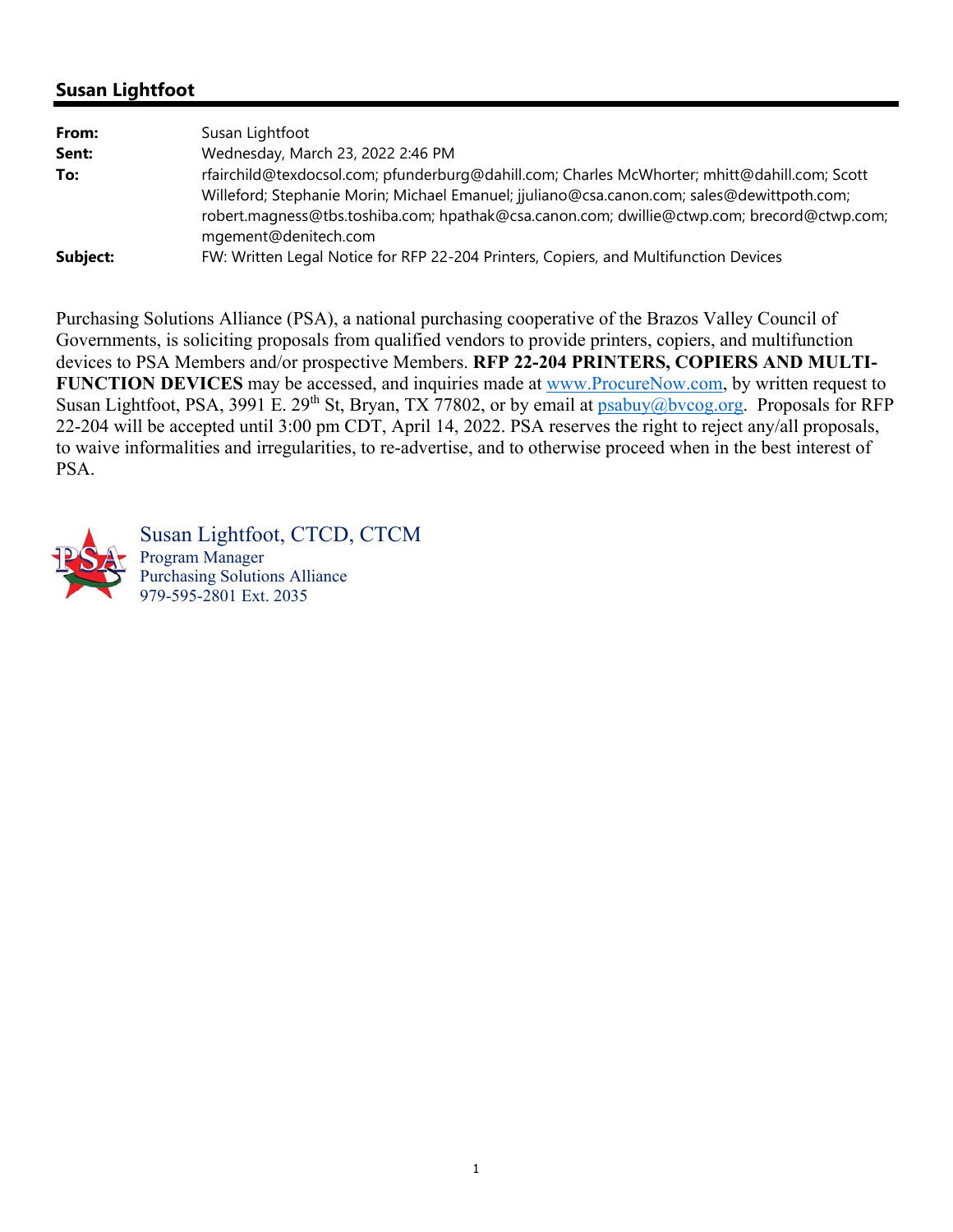## Susan Lightfoot

| | |
|---|---|
| **From:** | Susan Lightfoot |
| **Sent:** | Wednesday, March 23, 2022 2:46 PM |
| **To:** | rfairchild@texdocsol.com; pfunderburg@dahill.com; Charles McWhorter; mhitt@dahill.com; Scott Willeford; Stephanie Morin; Michael Emanuel; jjuliano@csa.canon.com; sales@dewittpoth.com; robert.magness@tbs.toshiba.com; hpathak@csa.canon.com; dwillie@ctwp.com; brecord@ctwp.com; mgement@denitech.com |
| **Subject:** | FW: Written Legal Notice for RFP 22-204 Printers, Copiers, and Multifunction Devices |

Purchasing Solutions Alliance (PSA), a national purchasing cooperative of the Brazos Valley Council of Governments, is soliciting proposals from qualified vendors to provide printers, copiers, and multifunction devices to PSA Members and/or prospective Members. **RFP 22-204 PRINTERS, COPIERS AND MULTI-FUNCTION DEVICES** may be accessed, and inquiries made at www.ProcureNow.com, by written request to Susan Lightfoot, PSA, 3991 E. 29th St, Bryan, TX 77802, or by email at psabuy@bvcog.org. Proposals for RFP 22-204 will be accepted until 3:00 pm CDT, April 14, 2022. PSA reserves the right to reject any/all proposals, to waive informalities and irregularities, to re-advertise, and to otherwise proceed when in the best interest of PSA.

Susan Lightfoot, CTCD, CTCM
Program Manager
Purchasing Solutions Alliance
979-595-2801 Ext. 2035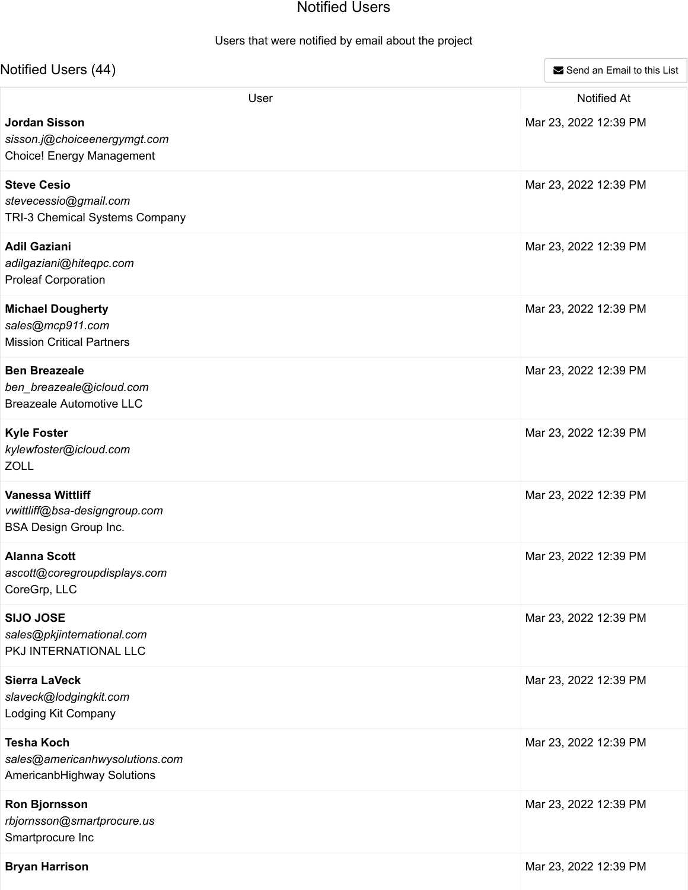# Notified Users

Users that were notified by email about the project

## Notified Users (44)

Send an Email to this List

| User | Notified At |
| --- | --- |
| **Jordan Sisson**<br>*sisson.j@choiceenergymgt.com*<br>Choice! Energy Management | Mar 23, 2022 12:39 PM |
| **Steve Cesio**<br>*stevecessio@gmail.com*<br>TRI-3 Chemical Systems Company | Mar 23, 2022 12:39 PM |
| **Adil Gaziani**<br>*adilgaziani@hiteqpc.com*<br>Proleaf Corporation | Mar 23, 2022 12:39 PM |
| **Michael Dougherty**<br>*sales@mcp911.com*<br>Mission Critical Partners | Mar 23, 2022 12:39 PM |
| **Ben Breazeale**<br>*ben_breazeale@icloud.com*<br>Breazeale Automotive LLC | Mar 23, 2022 12:39 PM |
| **Kyle Foster**<br>*kylewfoster@icloud.com*<br>ZOLL | Mar 23, 2022 12:39 PM |
| **Vanessa Wittliff**<br>*vwittliff@bsa-designgroup.com*<br>BSA Design Group Inc. | Mar 23, 2022 12:39 PM |
| **Alanna Scott**<br>*ascott@coregroupdisplays.com*<br>CoreGrp, LLC | Mar 23, 2022 12:39 PM |
| **SIJO JOSE**<br>*sales@pkjinternational.com*<br>PKJ INTERNATIONAL LLC | Mar 23, 2022 12:39 PM |
| **Sierra LaVeck**<br>*slaveck@lodgingkit.com*<br>Lodging Kit Company | Mar 23, 2022 12:39 PM |
| **Tesha Koch**<br>*sales@americanhwysolutions.com*<br>AmericanbHighway Solutions | Mar 23, 2022 12:39 PM |
| **Ron Bjornsson**<br>*rbjornsson@smartprocure.us*<br>Smartprocure Inc | Mar 23, 2022 12:39 PM |
| **Bryan Harrison** | Mar 23, 2022 12:39 PM |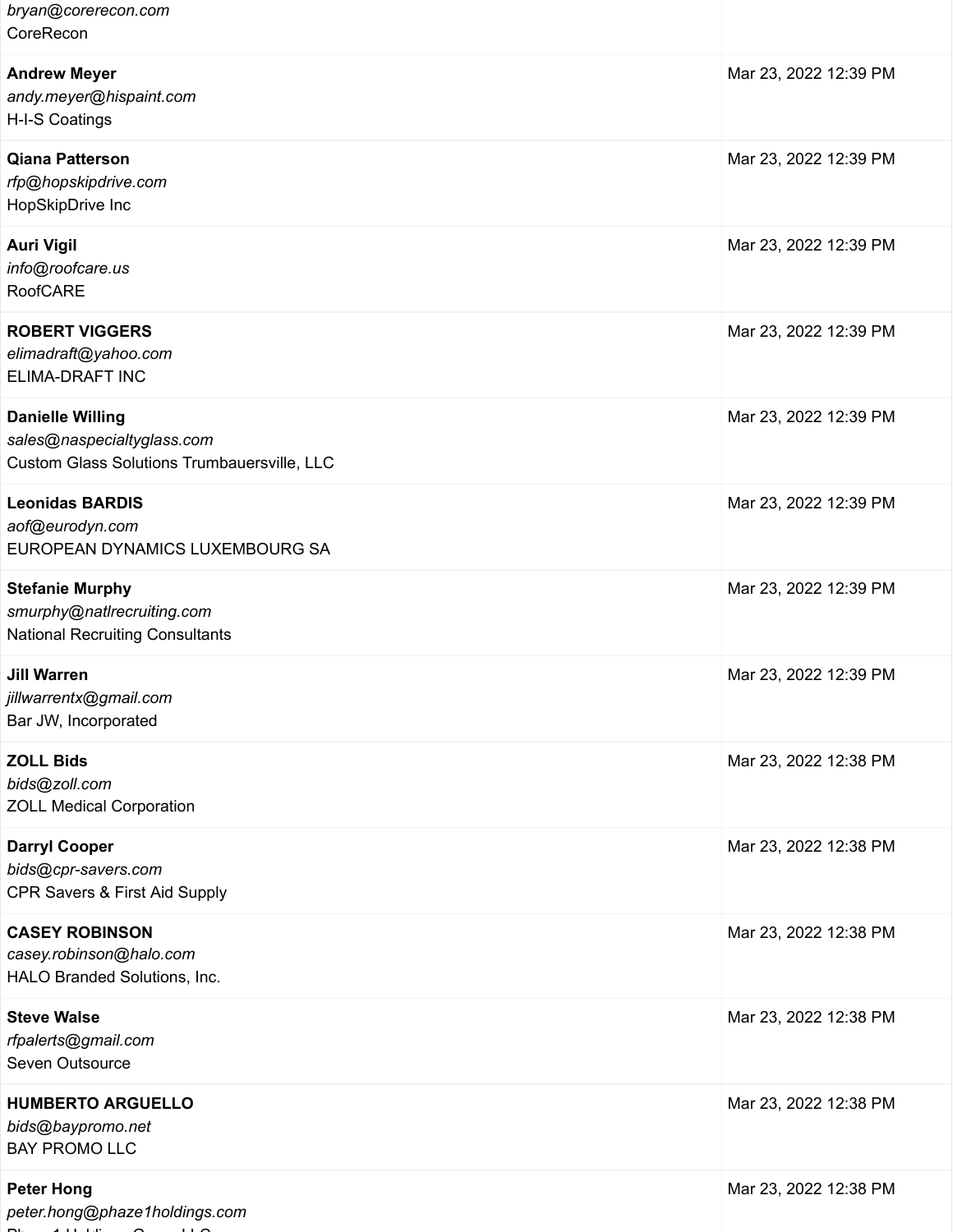| | |
|---|---|
| *bryan@corerecon.com*<br>CoreRecon | |
| **Andrew Meyer**<br>*andy.meyer@hispaint.com*<br>H-I-S Coatings | Mar 23, 2022 12:39 PM |
| **Qiana Patterson**<br>*rfp@hopskipdrive.com*<br>HopSkipDrive Inc | Mar 23, 2022 12:39 PM |
| **Auri Vigil**<br>*info@roofcare.us*<br>RoofCARE | Mar 23, 2022 12:39 PM |
| **ROBERT VIGGERS**<br>*elimadraft@yahoo.com*<br>ELIMA-DRAFT INC | Mar 23, 2022 12:39 PM |
| **Danielle Willing**<br>*sales@naspecialtyglass.com*<br>Custom Glass Solutions Trumbauersville, LLC | Mar 23, 2022 12:39 PM |
| **Leonidas BARDIS**<br>*aof@eurodyn.com*<br>EUROPEAN DYNAMICS LUXEMBOURG SA | Mar 23, 2022 12:39 PM |
| **Stefanie Murphy**<br>*smurphy@natlrecruiting.com*<br>National Recruiting Consultants | Mar 23, 2022 12:39 PM |
| **Jill Warren**<br>*jillwarrentx@gmail.com*<br>Bar JW, Incorporated | Mar 23, 2022 12:39 PM |
| **ZOLL Bids**<br>*bids@zoll.com*<br>ZOLL Medical Corporation | Mar 23, 2022 12:38 PM |
| **Darryl Cooper**<br>*bids@cpr-savers.com*<br>CPR Savers & First Aid Supply | Mar 23, 2022 12:38 PM |
| **CASEY ROBINSON**<br>*casey.robinson@halo.com*<br>HALO Branded Solutions, Inc. | Mar 23, 2022 12:38 PM |
| **Steve Walse**<br>*rfpalerts@gmail.com*<br>Seven Outsource | Mar 23, 2022 12:38 PM |
| **HUMBERTO ARGUELLO**<br>*bids@baypromo.net*<br>BAY PROMO LLC | Mar 23, 2022 12:38 PM |
| **Peter Hong**<br>*peter.hong@phaze1holdings.com* | Mar 23, 2022 12:38 PM |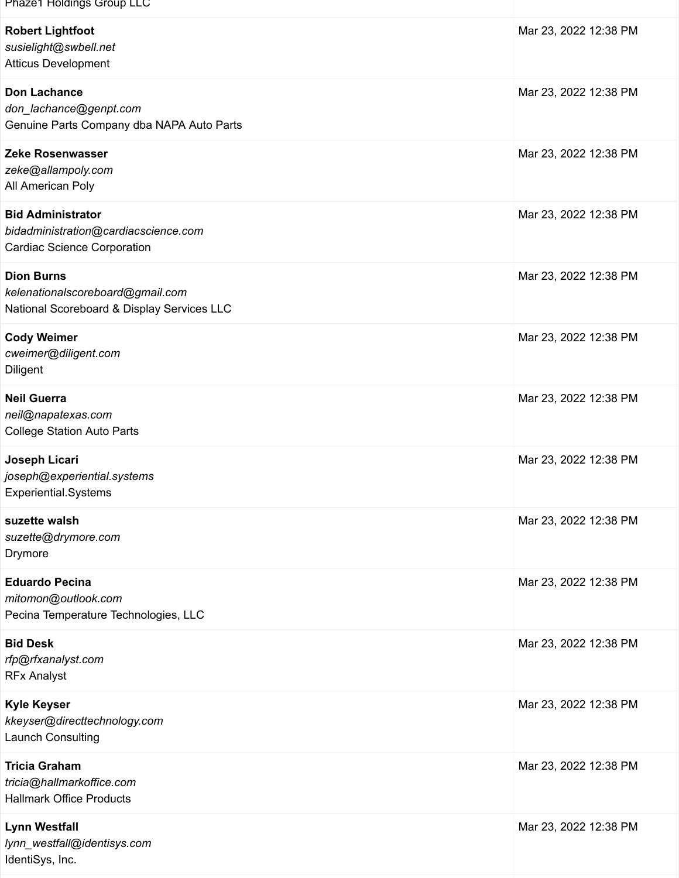| | |
|---|---|
| Phaze1 Holdings Group LLC | |
| **Robert Lightfoot**<br>*susielight@swbell.net*<br>Atticus Development | Mar 23, 2022 12:38 PM |
| **Don Lachance**<br>*don_lachance@genpt.com*<br>Genuine Parts Company dba NAPA Auto Parts | Mar 23, 2022 12:38 PM |
| **Zeke Rosenwasser**<br>*zeke@allampoly.com*<br>All American Poly | Mar 23, 2022 12:38 PM |
| **Bid Administrator**<br>*bidadministration@cardiacscience.com*<br>Cardiac Science Corporation | Mar 23, 2022 12:38 PM |
| **Dion Burns**<br>*kelenationalscoreboard@gmail.com*<br>National Scoreboard & Display Services LLC | Mar 23, 2022 12:38 PM |
| **Cody Weimer**<br>*cweimer@diligent.com*<br>Diligent | Mar 23, 2022 12:38 PM |
| **Neil Guerra**<br>*neil@napatexas.com*<br>College Station Auto Parts | Mar 23, 2022 12:38 PM |
| **Joseph Licari**<br>*joseph@experiential.systems*<br>Experiential.Systems | Mar 23, 2022 12:38 PM |
| **suzette walsh**<br>*suzette@drymore.com*<br>Drymore | Mar 23, 2022 12:38 PM |
| **Eduardo Pecina**<br>*mitomon@outlook.com*<br>Pecina Temperature Technologies, LLC | Mar 23, 2022 12:38 PM |
| **Bid Desk**<br>*rfp@rfxanalyst.com*<br>RFx Analyst | Mar 23, 2022 12:38 PM |
| **Kyle Keyser**<br>*kkeyser@directtechnology.com*<br>Launch Consulting | Mar 23, 2022 12:38 PM |
| **Tricia Graham**<br>*tricia@hallmarkoffice.com*<br>Hallmark Office Products | Mar 23, 2022 12:38 PM |
| **Lynn Westfall**<br>*lynn_westfall@identisys.com*<br>IdentiSys, Inc. | Mar 23, 2022 12:38 PM |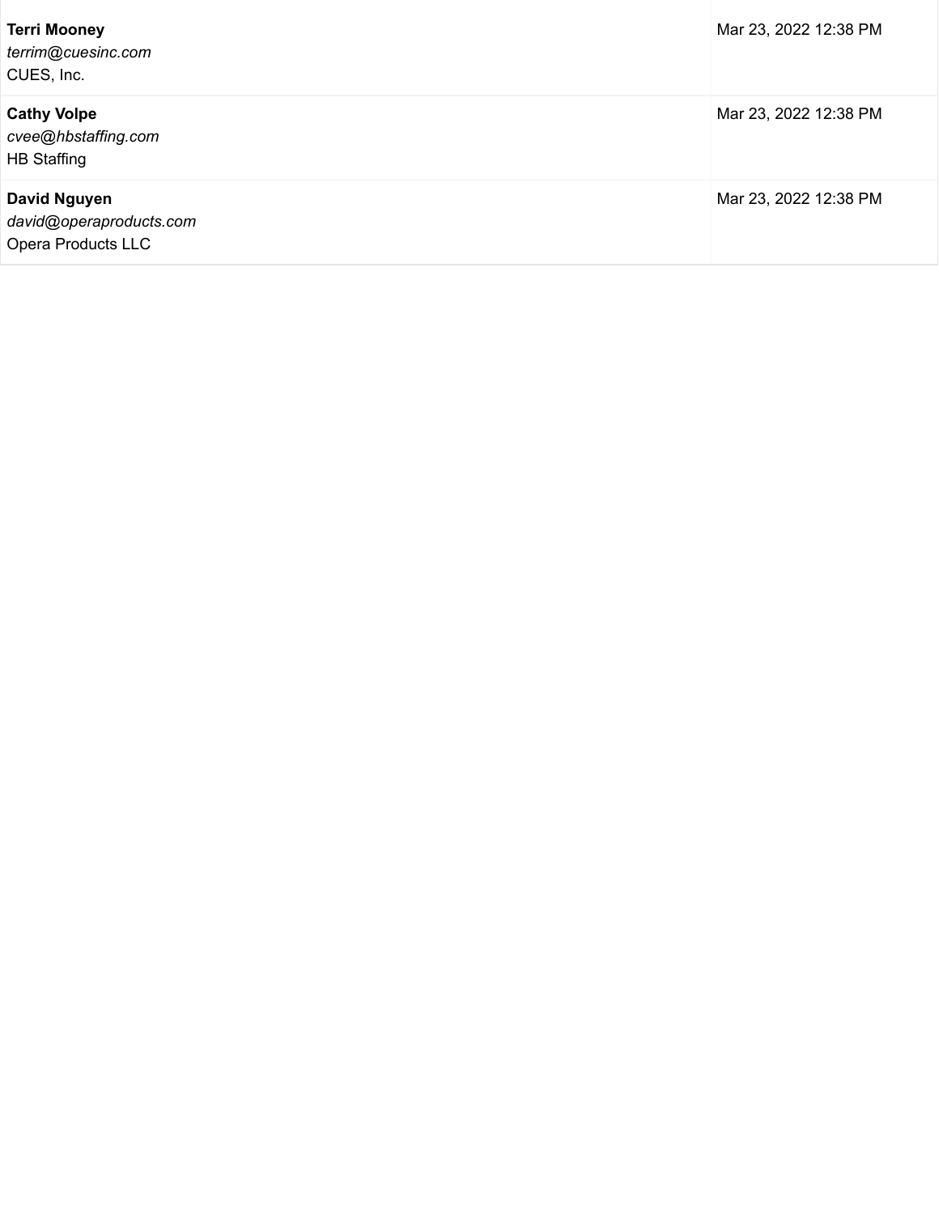| | |
|---|---|
| **Terri Mooney**<br>*terrim@cuesinc.com*<br>CUES, Inc. | Mar 23, 2022 12:38 PM |
| **Cathy Volpe**<br>*cvee@hbstaffing.com*<br>HB Staffing | Mar 23, 2022 12:38 PM |
| **David Nguyen**<br>*david@operaproducts.com*<br>Opera Products LLC | Mar 23, 2022 12:38 PM |